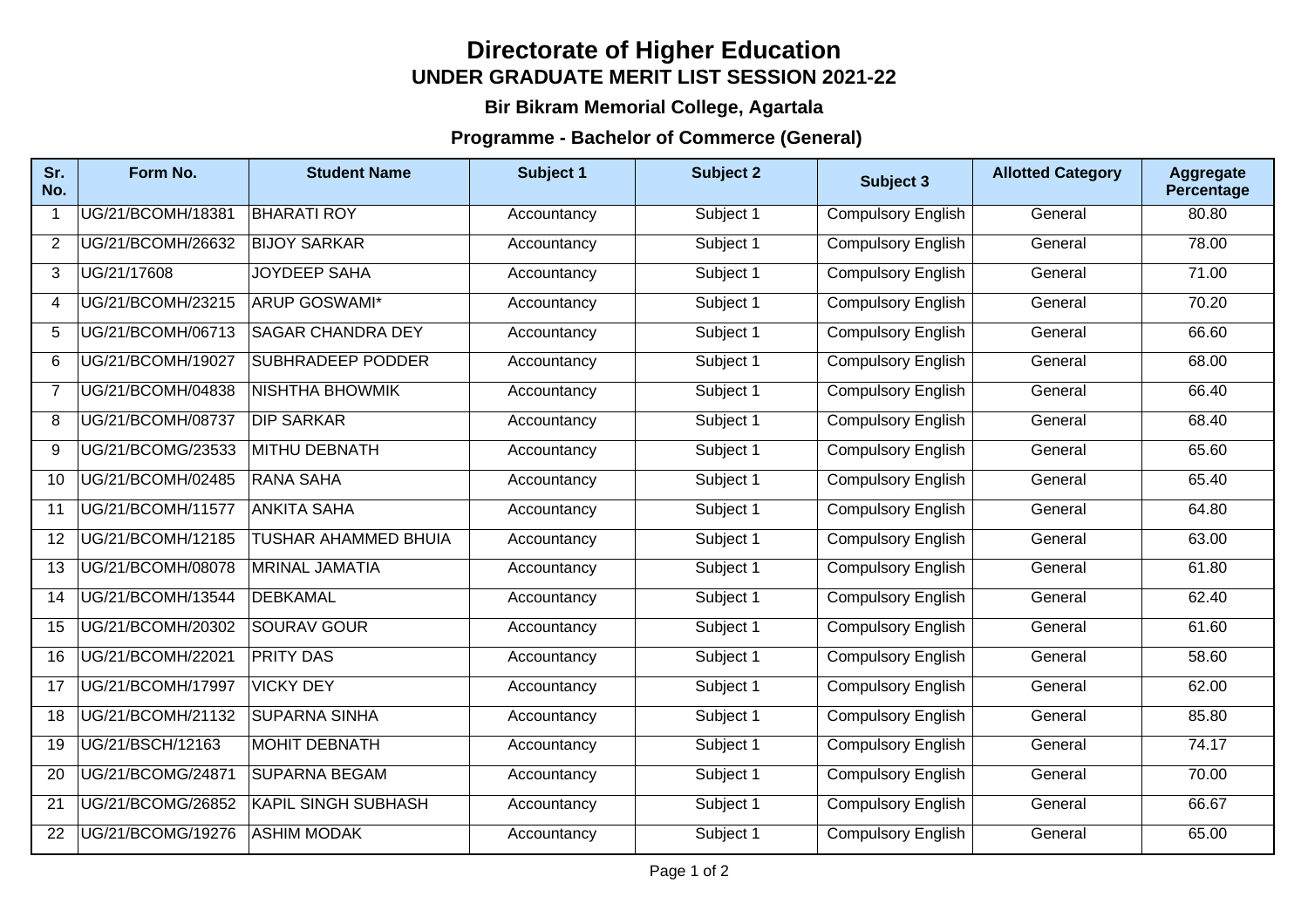# Directorate of Higher Education

## UNDER GRADUATE MERIT LIST SESSION 2021-22

### Bir Bikram Memorial College, Agartala

### Programme - Bachelor of Commerce (General)

| Sr. No. | Form No. | Student Name | Subject 1 | Subject 2 | Subject 3 | Allotted Category | Aggregate Percentage |
|---|---|---|---|---|---|---|---|
| 1 | UG/21/BCOMH/18381 | BHARATI ROY | Accountancy | Subject 1 | Compulsory English | General | 80.80 |
| 2 | UG/21/BCOMH/26632 | BIJOY SARKAR | Accountancy | Subject 1 | Compulsory English | General | 78.00 |
| 3 | UG/21/17608 | JOYDEEP SAHA | Accountancy | Subject 1 | Compulsory English | General | 71.00 |
| 4 | UG/21/BCOMH/23215 | ARUP GOSWAMI* | Accountancy | Subject 1 | Compulsory English | General | 70.20 |
| 5 | UG/21/BCOMH/06713 | SAGAR CHANDRA DEY | Accountancy | Subject 1 | Compulsory English | General | 66.60 |
| 6 | UG/21/BCOMH/19027 | SUBHRADEEP PODDER | Accountancy | Subject 1 | Compulsory English | General | 68.00 |
| 7 | UG/21/BCOMH/04838 | NISHTHA BHOWMIK | Accountancy | Subject 1 | Compulsory English | General | 66.40 |
| 8 | UG/21/BCOMH/08737 | DIP SARKAR | Accountancy | Subject 1 | Compulsory English | General | 68.40 |
| 9 | UG/21/BCOMG/23533 | MITHU DEBNATH | Accountancy | Subject 1 | Compulsory English | General | 65.60 |
| 10 | UG/21/BCOMH/02485 | RANA SAHA | Accountancy | Subject 1 | Compulsory English | General | 65.40 |
| 11 | UG/21/BCOMH/11577 | ANKITA SAHA | Accountancy | Subject 1 | Compulsory English | General | 64.80 |
| 12 | UG/21/BCOMH/12185 | TUSHAR AHAMMED BHUIA | Accountancy | Subject 1 | Compulsory English | General | 63.00 |
| 13 | UG/21/BCOMH/08078 | MRINAL JAMATIA | Accountancy | Subject 1 | Compulsory English | General | 61.80 |
| 14 | UG/21/BCOMH/13544 | DEBKAMAL | Accountancy | Subject 1 | Compulsory English | General | 62.40 |
| 15 | UG/21/BCOMH/20302 | SOURAV GOUR | Accountancy | Subject 1 | Compulsory English | General | 61.60 |
| 16 | UG/21/BCOMH/22021 | PRITY DAS | Accountancy | Subject 1 | Compulsory English | General | 58.60 |
| 17 | UG/21/BCOMH/17997 | VICKY DEY | Accountancy | Subject 1 | Compulsory English | General | 62.00 |
| 18 | UG/21/BCOMH/21132 | SUPARNA SINHA | Accountancy | Subject 1 | Compulsory English | General | 85.80 |
| 19 | UG/21/BSCH/12163 | MOHIT DEBNATH | Accountancy | Subject 1 | Compulsory English | General | 74.17 |
| 20 | UG/21/BCOMG/24871 | SUPARNA BEGAM | Accountancy | Subject 1 | Compulsory English | General | 70.00 |
| 21 | UG/21/BCOMG/26852 | KAPIL SINGH SUBHASH | Accountancy | Subject 1 | Compulsory English | General | 66.67 |
| 22 | UG/21/BCOMG/19276 | ASHIM MODAK | Accountancy | Subject 1 | Compulsory English | General | 65.00 |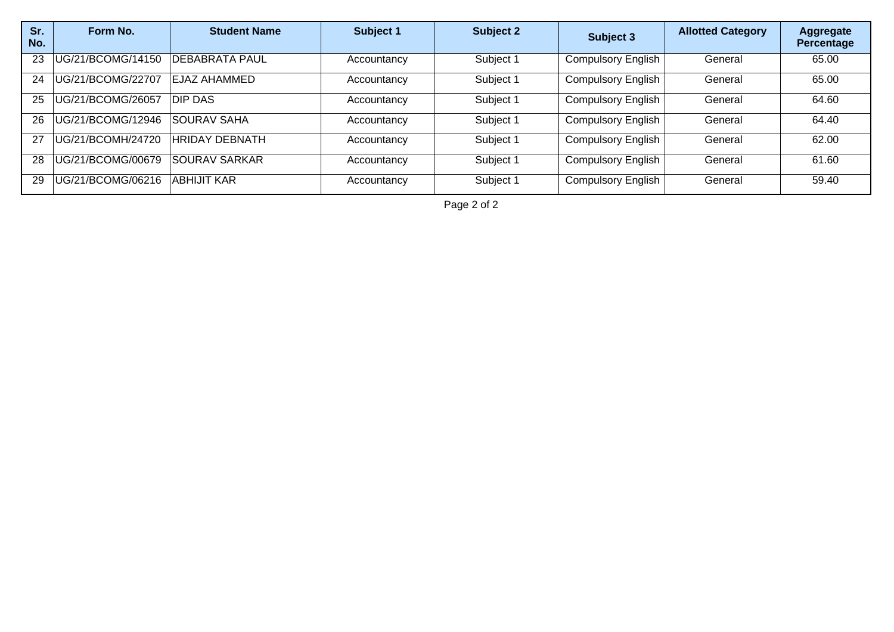| Sr. No. | Form No. | Student Name | Subject 1 | Subject 2 | Subject 3 | Allotted Category | Aggregate Percentage |
|---|---|---|---|---|---|---|---|
| 23 | UG/21/BCOMG/14150 | DEBABRATA PAUL | Accountancy | Subject 1 | Compulsory English | General | 65.00 |
| 24 | UG/21/BCOMG/22707 | EJAZ AHAMMED | Accountancy | Subject 1 | Compulsory English | General | 65.00 |
| 25 | UG/21/BCOMG/26057 | DIP DAS | Accountancy | Subject 1 | Compulsory English | General | 64.60 |
| 26 | UG/21/BCOMG/12946 | SOURAV SAHA | Accountancy | Subject 1 | Compulsory English | General | 64.40 |
| 27 | UG/21/BCOMH/24720 | HRIDAY DEBNATH | Accountancy | Subject 1 | Compulsory English | General | 62.00 |
| 28 | UG/21/BCOMG/00679 | SOURAV SARKAR | Accountancy | Subject 1 | Compulsory English | General | 61.60 |
| 29 | UG/21/BCOMG/06216 | ABHIJIT KAR | Accountancy | Subject 1 | Compulsory English | General | 59.40 |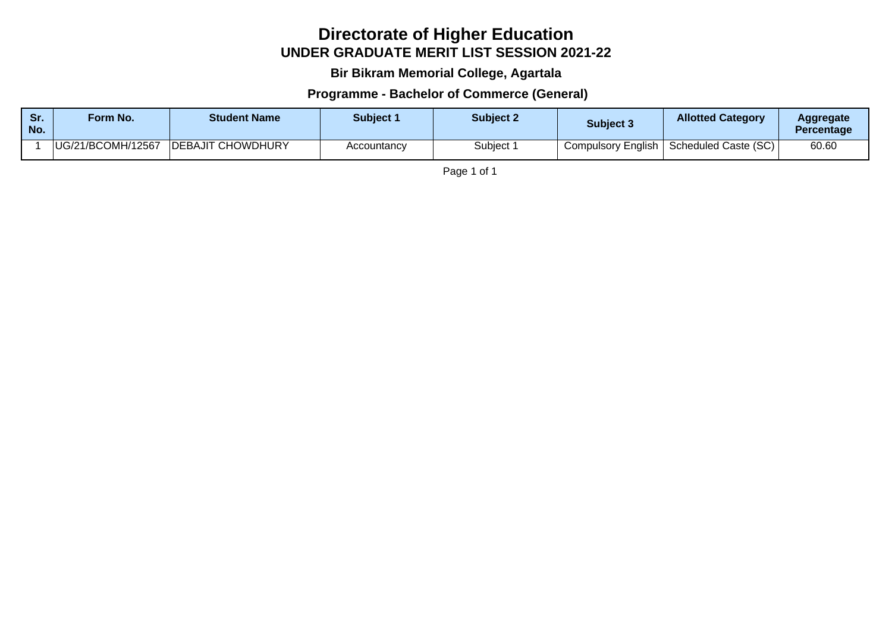# Directorate of Higher Education

## UNDER GRADUATE MERIT LIST SESSION 2021-22

### Bir Bikram Memorial College, Agartala

### Programme - Bachelor of Commerce (General)

| Sr. No. | Form No. | Student Name | Subject 1 | Subject 2 | Subject 3 | Allotted Category | Aggregate Percentage |
|---|---|---|---|---|---|---|---|
| 1 | UG/21/BCOMH/12567 | DEBAJIT CHOWDHURY | Accountancy | Subject 1 | Compulsory English | Scheduled Caste (SC) | 60.60 |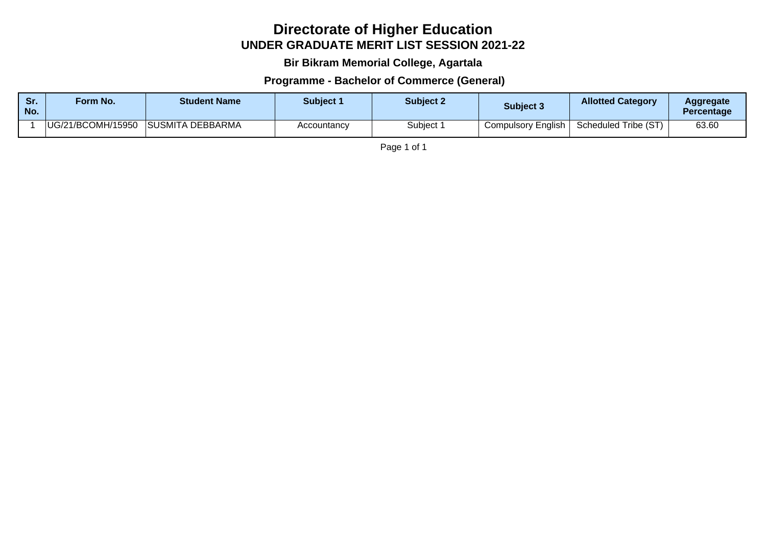# Directorate of Higher Education

## UNDER GRADUATE MERIT LIST SESSION 2021-22

### Bir Bikram Memorial College, Agartala

### Programme - Bachelor of Commerce (General)

| Sr. No. | Form No. | Student Name | Subject 1 | Subject 2 | Subject 3 | Allotted Category | Aggregate Percentage |
|---|---|---|---|---|---|---|---|
| 1 | UG/21/BCOMH/15950 | SUSMITA DEBBARMA | Accountancy | Subject 1 | Compulsory English | Scheduled Tribe (ST) | 63.60 |